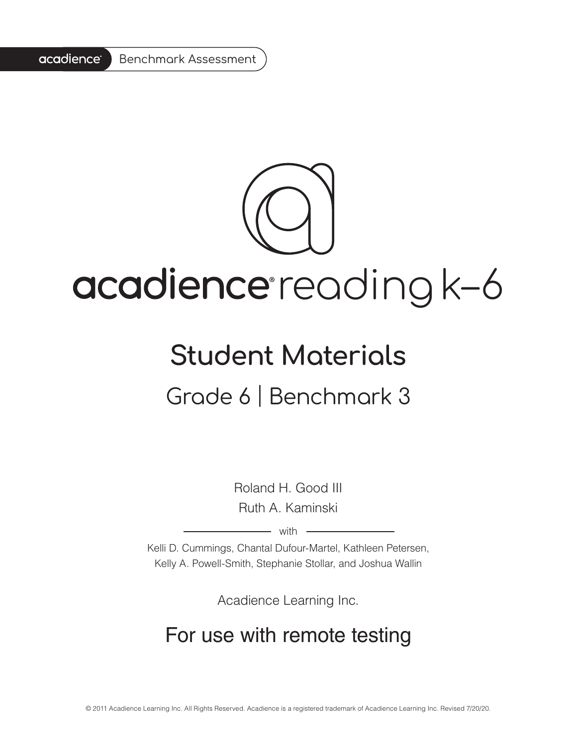acadience® Benchmark Assessment

# acadience® reading k–6

## Student Materials

### Grade 6 | Benchmark 3

Roland H. Good III

Ruth A. Kaminski

with

Kelli D. Cummings, Chantal Dufour-Martel, Kathleen Petersen, Kelly A. Powell-Smith, Stephanie Stollar, and Joshua Wallin

Acadience Learning Inc.

## For use with remote testing

© 2011 Acadience Learning Inc. All Rights Reserved. Acadience is a registered trademark of Acadience Learning Inc. Revised 7/20/20.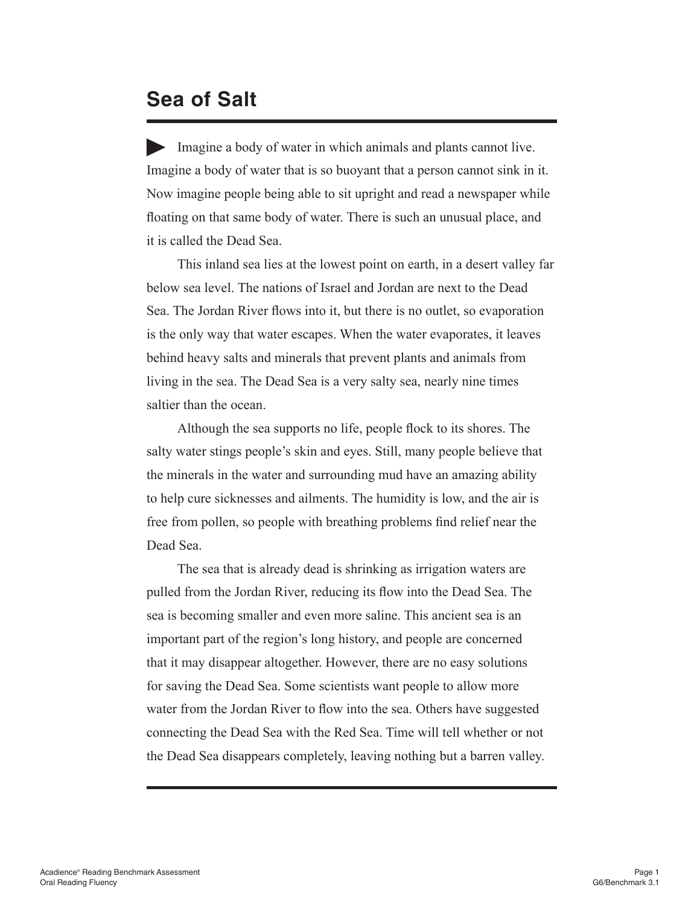# Sea of Salt

Imagine a body of water in which animals and plants cannot live. Imagine a body of water that is so buoyant that a person cannot sink in it. Now imagine people being able to sit upright and read a newspaper while floating on that same body of water. There is such an unusual place, and it is called the Dead Sea.

This inland sea lies at the lowest point on earth, in a desert valley far below sea level. The nations of Israel and Jordan are next to the Dead Sea. The Jordan River flows into it, but there is no outlet, so evaporation is the only way that water escapes. When the water evaporates, it leaves behind heavy salts and minerals that prevent plants and animals from living in the sea. The Dead Sea is a very salty sea, nearly nine times saltier than the ocean.

Although the sea supports no life, people flock to its shores. The salty water stings people's skin and eyes. Still, many people believe that the minerals in the water and surrounding mud have an amazing ability to help cure sicknesses and ailments. The humidity is low, and the air is free from pollen, so people with breathing problems find relief near the Dead Sea.

The sea that is already dead is shrinking as irrigation waters are pulled from the Jordan River, reducing its flow into the Dead Sea. The sea is becoming smaller and even more saline. This ancient sea is an important part of the region's long history, and people are concerned that it may disappear altogether. However, there are no easy solutions for saving the Dead Sea. Some scientists want people to allow more water from the Jordan River to flow into the sea. Others have suggested connecting the Dead Sea with the Red Sea. Time will tell whether or not the Dead Sea disappears completely, leaving nothing but a barren valley.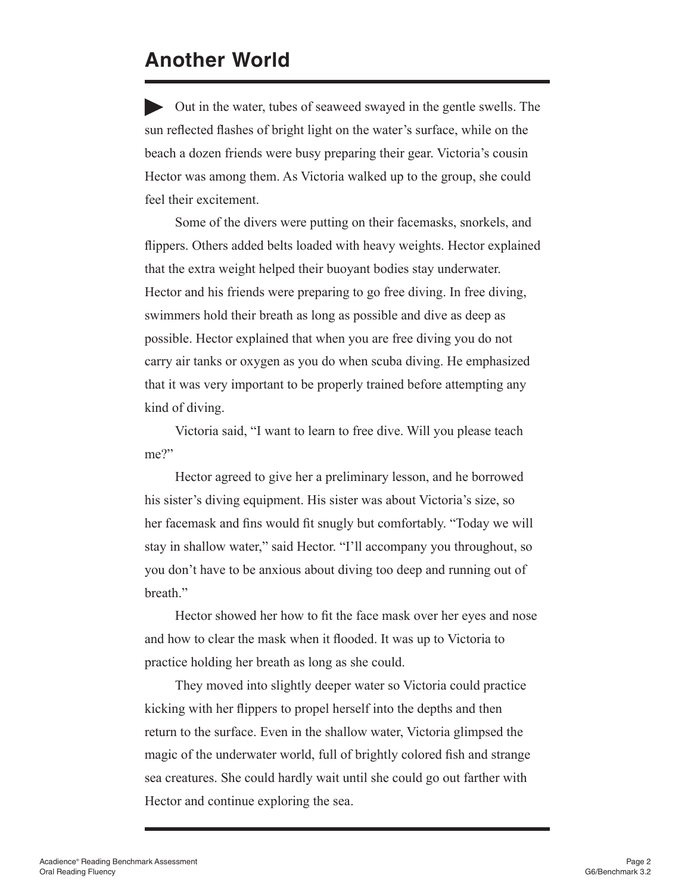# Another World

▶ Out in the water, tubes of seaweed swayed in the gentle swells. The sun reflected flashes of bright light on the water's surface, while on the beach a dozen friends were busy preparing their gear. Victoria's cousin Hector was among them. As Victoria walked up to the group, she could feel their excitement.

Some of the divers were putting on their facemasks, snorkels, and flippers. Others added belts loaded with heavy weights. Hector explained that the extra weight helped their buoyant bodies stay underwater. Hector and his friends were preparing to go free diving. In free diving, swimmers hold their breath as long as possible and dive as deep as possible. Hector explained that when you are free diving you do not carry air tanks or oxygen as you do when scuba diving. He emphasized that it was very important to be properly trained before attempting any kind of diving.

Victoria said, "I want to learn to free dive. Will you please teach me?"

Hector agreed to give her a preliminary lesson, and he borrowed his sister's diving equipment. His sister was about Victoria's size, so her facemask and fins would fit snugly but comfortably. "Today we will stay in shallow water," said Hector. "I'll accompany you throughout, so you don't have to be anxious about diving too deep and running out of breath."

Hector showed her how to fit the face mask over her eyes and nose and how to clear the mask when it flooded. It was up to Victoria to practice holding her breath as long as she could.

They moved into slightly deeper water so Victoria could practice kicking with her flippers to propel herself into the depths and then return to the surface. Even in the shallow water, Victoria glimpsed the magic of the underwater world, full of brightly colored fish and strange sea creatures. She could hardly wait until she could go out farther with Hector and continue exploring the sea.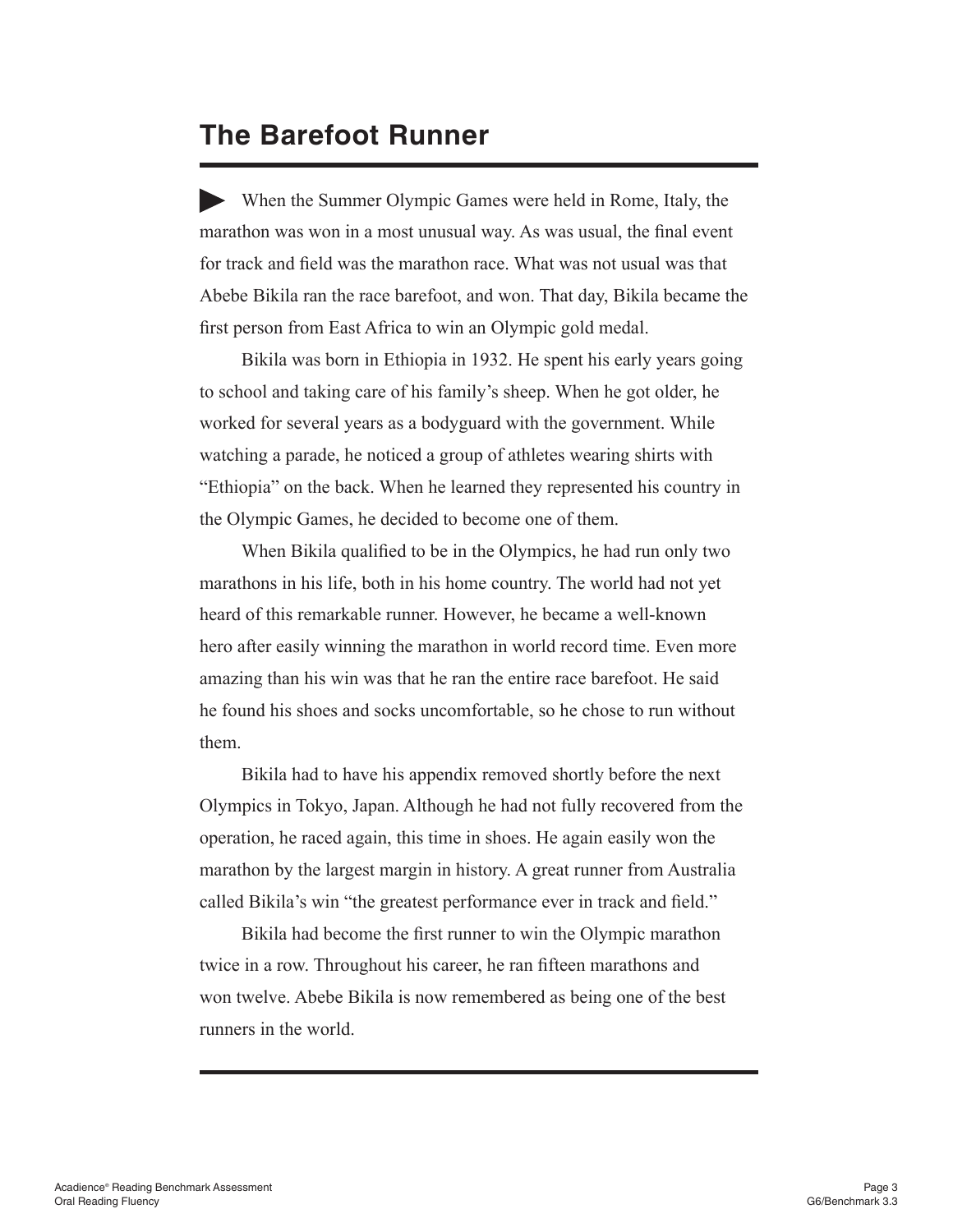# The Barefoot Runner

When the Summer Olympic Games were held in Rome, Italy, the marathon was won in a most unusual way. As was usual, the final event for track and field was the marathon race. What was not usual was that Abebe Bikila ran the race barefoot, and won. That day, Bikila became the first person from East Africa to win an Olympic gold medal.

Bikila was born in Ethiopia in 1932. He spent his early years going to school and taking care of his family's sheep. When he got older, he worked for several years as a bodyguard with the government. While watching a parade, he noticed a group of athletes wearing shirts with "Ethiopia" on the back. When he learned they represented his country in the Olympic Games, he decided to become one of them.

When Bikila qualified to be in the Olympics, he had run only two marathons in his life, both in his home country. The world had not yet heard of this remarkable runner. However, he became a well-known hero after easily winning the marathon in world record time. Even more amazing than his win was that he ran the entire race barefoot. He said he found his shoes and socks uncomfortable, so he chose to run without them.

Bikila had to have his appendix removed shortly before the next Olympics in Tokyo, Japan. Although he had not fully recovered from the operation, he raced again, this time in shoes. He again easily won the marathon by the largest margin in history. A great runner from Australia called Bikila's win "the greatest performance ever in track and field."

Bikila had become the first runner to win the Olympic marathon twice in a row. Throughout his career, he ran fifteen marathons and won twelve. Abebe Bikila is now remembered as being one of the best runners in the world.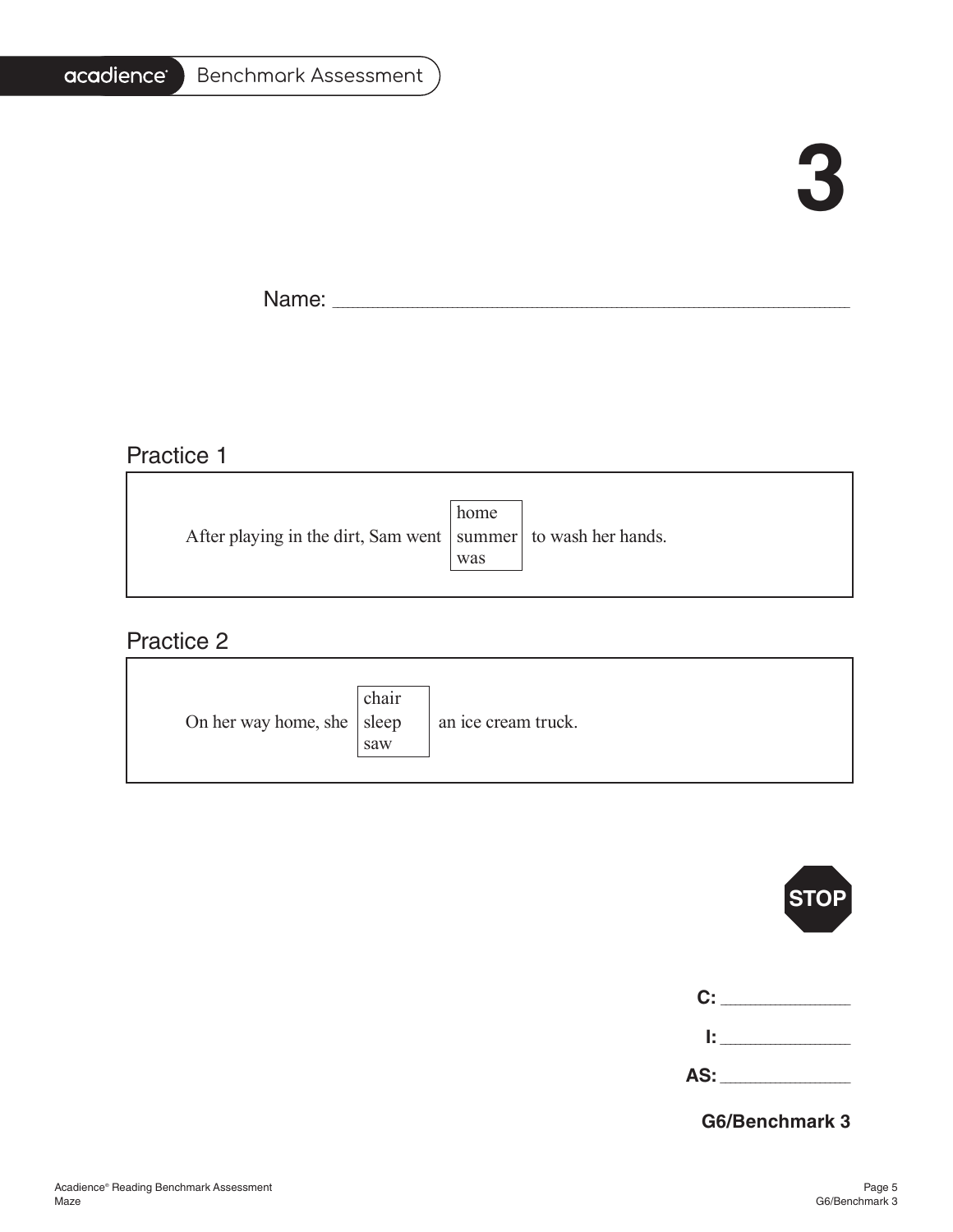# 3

Name: ____________________________________________

## Practice 1

After playing in the dirt, Sam went [home / summer / was] to wash her hands.

## Practice 2

On her way home, she [chair / sleep / saw] an ice cream truck.

STOP

**C:** ____________

**I:** ____________

**AS:** ____________

**G6/Benchmark 3**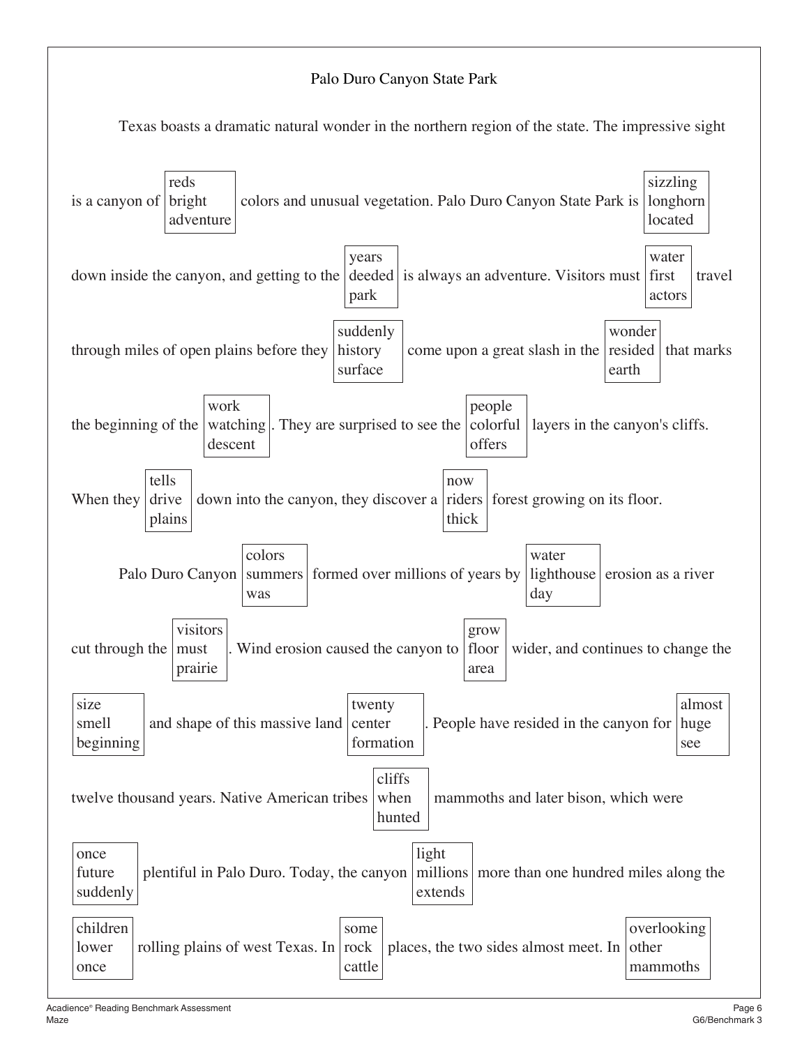# Palo Duro Canyon State Park

Texas boasts a dramatic natural wonder in the northern region of the state. The impressive sight is a canyon of [reds / bright / adventure] colors and unusual vegetation. Palo Duro Canyon State Park is [sizzling / longhorn / located] down inside the canyon, and getting to the [years / deeded / park] is always an adventure. Visitors must [water / first / actors] travel through miles of open plains before they [suddenly / history / surface] come upon a great slash in the [wonder / resided / earth] that marks the beginning of the [work / watching / descent]. They are surprised to see the [people / colorful / offers] layers in the canyon's cliffs. When they [tells / drive / plains] down into the canyon, they discover a [now / riders / thick] forest growing on its floor.

Palo Duro Canyon [colors / summers / was] formed over millions of years by [water / lighthouse / day] erosion as a river cut through the [visitors / must / prairie]. Wind erosion caused the canyon to [grow / floor / area] wider, and continues to change the [size / smell / beginning] and shape of this massive land [twenty / center / formation]. People have resided in the canyon for [almost / huge / see] twelve thousand years. Native American tribes [cliffs / when / hunted] mammoths and later bison, which were [once / future / suddenly] plentiful in Palo Duro. Today, the canyon [light / millions / extends] more than one hundred miles along the [children / lower / once] rolling plains of west Texas. In [some / rock / cattle] places, the two sides almost meet. In [overlooking / other / mammoths]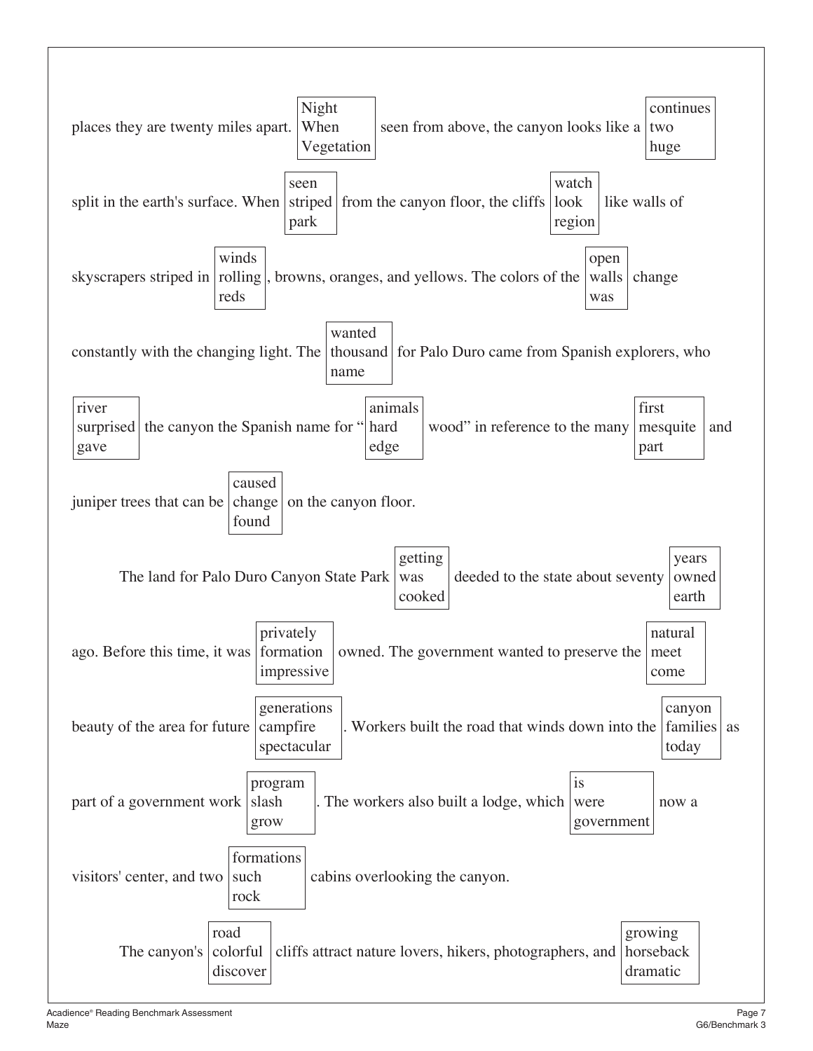places they are twenty miles apart. [Night / When / Vegetation] seen from above, the canyon looks like a [continues / two / huge] split in the earth's surface. When [seen / striped / park] from the canyon floor, the cliffs [watch / look / region] like walls of skyscrapers striped in [winds / rolling / reds], browns, oranges, and yellows. The colors of the [open / walls / was] change constantly with the changing light. The [wanted / thousand / name] for Palo Duro came from Spanish explorers, who [river / surprised / gave] the canyon the Spanish name for "[animals / hard / edge] wood" in reference to the many [first / mesquite / part] and juniper trees that can be [caused / change / found] on the canyon floor.

The land for Palo Duro Canyon State Park [getting / was / cooked] deeded to the state about seventy [years / owned / earth] ago. Before this time, it was [privately / formation / impressive] owned. The government wanted to preserve the [natural / meet / come] beauty of the area for future [generations / campfire / spectacular]. Workers built the road that winds down into the [canyon / families / today] as part of a government work [program / slash / grow]. The workers also built a lodge, which [is / were / government] now a visitors' center, and two [formations / such / rock] cabins overlooking the canyon.

The canyon's [road / colorful / discover] cliffs attract nature lovers, hikers, photographers, and [growing / horseback / dramatic]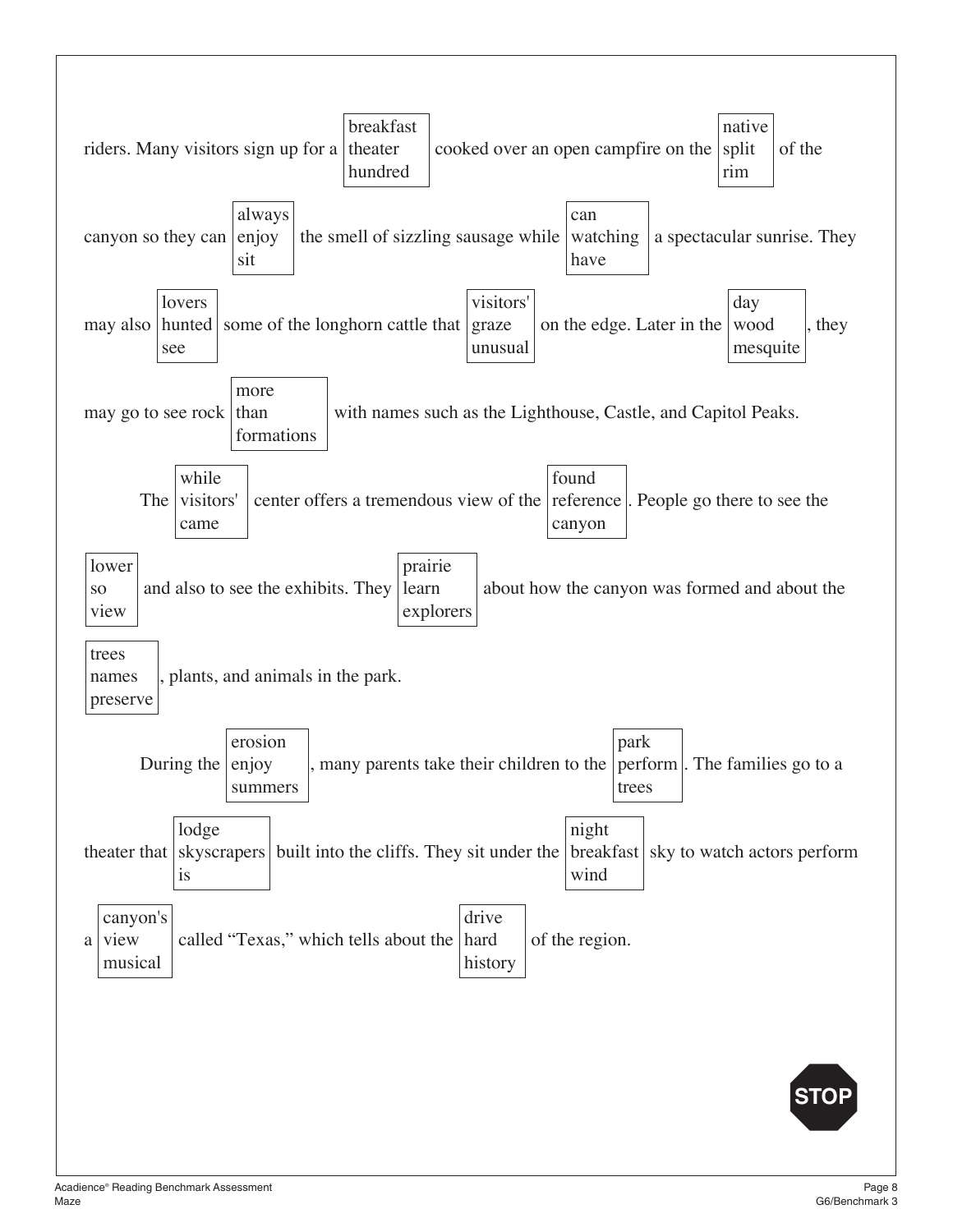riders. Many visitors sign up for a [breakfast / theater / hundred] cooked over an open campfire on the [native / split / rim] of the canyon so they can [always / enjoy / sit] the smell of sizzling sausage while [can / watching / have] a spectacular sunrise. They may also [lovers / hunted / see] some of the longhorn cattle that [visitors' / graze / unusual] on the edge. Later in the [day / wood / mesquite], they may go to see rock [more / than / formations] with names such as the Lighthouse, Castle, and Capitol Peaks.

The [while / visitors' / came] center offers a tremendous view of the [found / reference / canyon]. People go there to see the [lower / so / view] and also to see the exhibits. They [prairie / learn / explorers] about how the canyon was formed and about the [trees / names / preserve], plants, and animals in the park.

During the [erosion / enjoy / summers], many parents take their children to the [park / perform / trees]. The families go to a theater that [lodge / skyscrapers / is] built into the cliffs. They sit under the [night / breakfast / wind] sky to watch actors perform a [canyon's / view / musical] called "Texas," which tells about the [drive / hard / history] of the region.

STOP